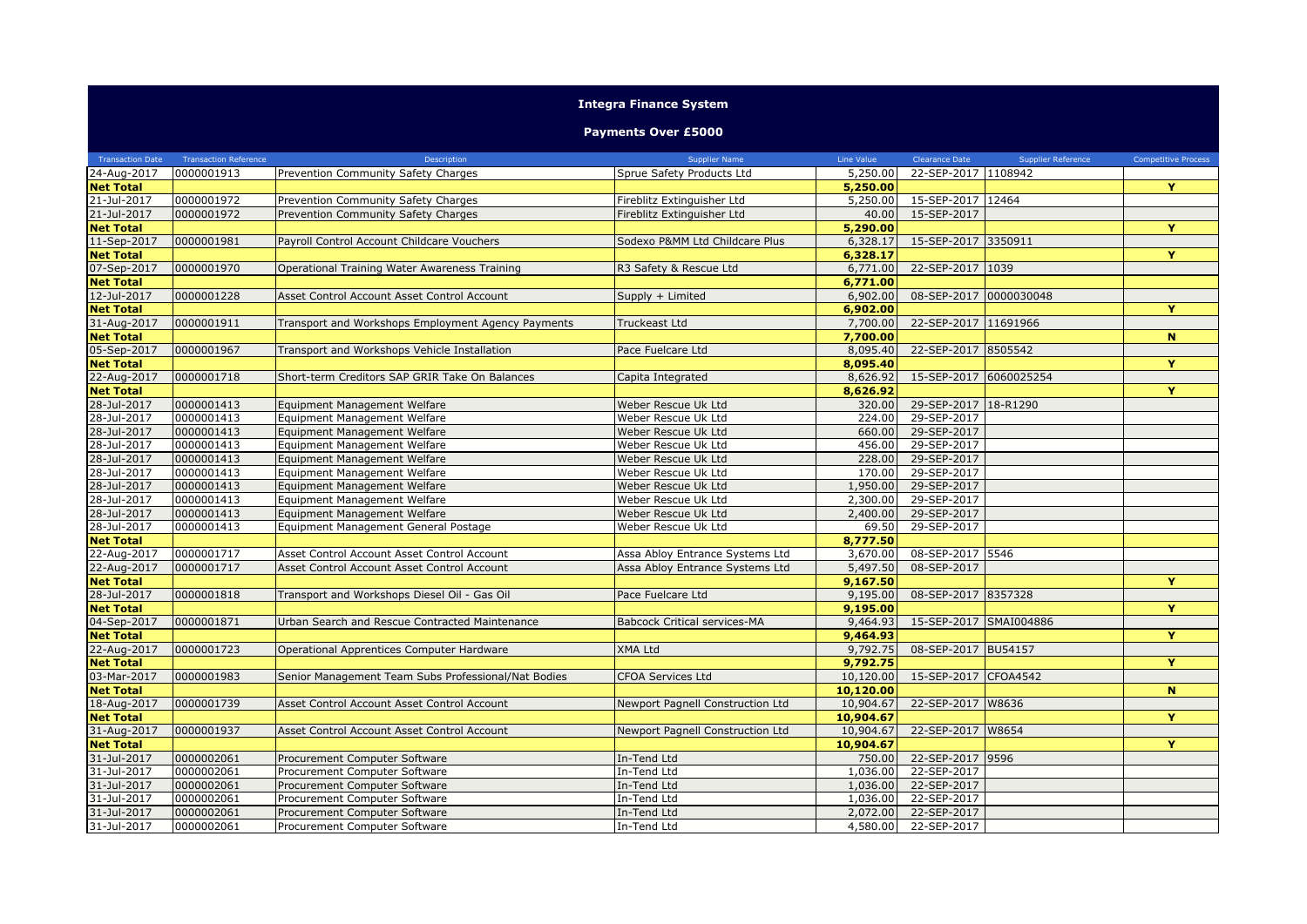# Integra Finance System

## Payments Over £5000

| Transaction Date | Transaction Reference | Description | Supplier Name | Line Value | Clearance Date | Supplier Reference | Competitive Process |
|---|---|---|---|---|---|---|---|
| 24-Aug-2017 | 0000001913 | Prevention Community Safety Charges | Sprue Safety Products Ltd | 5,250.00 | 22-SEP-2017 | 1108942 | |
| **Net Total** | | | | **5,250.00** | | | **Y** |
| 21-Jul-2017 | 0000001972 | Prevention Community Safety Charges | Fireblitz Extinguisher Ltd | 5,250.00 | 15-SEP-2017 | 12464 | |
| 21-Jul-2017 | 0000001972 | Prevention Community Safety Charges | Fireblitz Extinguisher Ltd | 40.00 | 15-SEP-2017 | | |
| **Net Total** | | | | **5,290.00** | | | **Y** |
| 11-Sep-2017 | 0000001981 | Payroll Control Account Childcare Vouchers | Sodexo P&MM Ltd Childcare Plus | 6,328.17 | 15-SEP-2017 | 3350911 | |
| **Net Total** | | | | **6,328.17** | | | **Y** |
| 07-Sep-2017 | 0000001970 | Operational Training Water Awareness Training | R3 Safety & Rescue Ltd | 6,771.00 | 22-SEP-2017 | 1039 | |
| **Net Total** | | | | **6,771.00** | | | |
| 12-Jul-2017 | 0000001228 | Asset Control Account Asset Control Account | Supply + Limited | 6,902.00 | 08-SEP-2017 | 0000030048 | |
| **Net Total** | | | | **6,902.00** | | | **Y** |
| 31-Aug-2017 | 0000001911 | Transport and Workshops Employment Agency Payments | Truckeast Ltd | 7,700.00 | 22-SEP-2017 | 11691966 | |
| **Net Total** | | | | **7,700.00** | | | **N** |
| 05-Sep-2017 | 0000001967 | Transport and Workshops Vehicle Installation | Pace Fuelcare Ltd | 8,095.40 | 22-SEP-2017 | 8505542 | |
| **Net Total** | | | | **8,095.40** | | | **Y** |
| 22-Aug-2017 | 0000001718 | Short-term Creditors SAP GRIR Take On Balances | Capita Integrated | 8,626.92 | 15-SEP-2017 | 6060025254 | |
| **Net Total** | | | | **8,626.92** | | | **Y** |
| 28-Jul-2017 | 0000001413 | Equipment Management Welfare | Weber Rescue Uk Ltd | 320.00 | 29-SEP-2017 | 18-R1290 | |
| 28-Jul-2017 | 0000001413 | Equipment Management Welfare | Weber Rescue Uk Ltd | 224.00 | 29-SEP-2017 | | |
| 28-Jul-2017 | 0000001413 | Equipment Management Welfare | Weber Rescue Uk Ltd | 660.00 | 29-SEP-2017 | | |
| 28-Jul-2017 | 0000001413 | Equipment Management Welfare | Weber Rescue Uk Ltd | 456.00 | 29-SEP-2017 | | |
| 28-Jul-2017 | 0000001413 | Equipment Management Welfare | Weber Rescue Uk Ltd | 228.00 | 29-SEP-2017 | | |
| 28-Jul-2017 | 0000001413 | Equipment Management Welfare | Weber Rescue Uk Ltd | 170.00 | 29-SEP-2017 | | |
| 28-Jul-2017 | 0000001413 | Equipment Management Welfare | Weber Rescue Uk Ltd | 1,950.00 | 29-SEP-2017 | | |
| 28-Jul-2017 | 0000001413 | Equipment Management Welfare | Weber Rescue Uk Ltd | 2,300.00 | 29-SEP-2017 | | |
| 28-Jul-2017 | 0000001413 | Equipment Management Welfare | Weber Rescue Uk Ltd | 2,400.00 | 29-SEP-2017 | | |
| 28-Jul-2017 | 0000001413 | Equipment Management General Postage | Weber Rescue Uk Ltd | 69.50 | 29-SEP-2017 | | |
| **Net Total** | | | | **8,777.50** | | | |
| 22-Aug-2017 | 0000001717 | Asset Control Account Asset Control Account | Assa Abloy Entrance Systems Ltd | 3,670.00 | 08-SEP-2017 | 5546 | |
| 22-Aug-2017 | 0000001717 | Asset Control Account Asset Control Account | Assa Abloy Entrance Systems Ltd | 5,497.50 | 08-SEP-2017 | | |
| **Net Total** | | | | **9,167.50** | | | **Y** |
| 28-Jul-2017 | 0000001818 | Transport and Workshops Diesel Oil - Gas Oil | Pace Fuelcare Ltd | 9,195.00 | 08-SEP-2017 | 8357328 | |
| **Net Total** | | | | **9,195.00** | | | **Y** |
| 04-Sep-2017 | 0000001871 | Urban Search and Rescue Contracted Maintenance | Babcock Critical services-MA | 9,464.93 | 15-SEP-2017 | SMAI004886 | |
| **Net Total** | | | | **9,464.93** | | | **Y** |
| 22-Aug-2017 | 0000001723 | Operational Apprentices Computer Hardware | XMA Ltd | 9,792.75 | 08-SEP-2017 | BU54157 | |
| **Net Total** | | | | **9,792.75** | | | **Y** |
| 03-Mar-2017 | 0000001983 | Senior Management Team Subs Professional/Nat Bodies | CFOA Services Ltd | 10,120.00 | 15-SEP-2017 | CFOA4542 | |
| **Net Total** | | | | **10,120.00** | | | **N** |
| 18-Aug-2017 | 0000001739 | Asset Control Account Asset Control Account | Newport Pagnell Construction Ltd | 10,904.67 | 22-SEP-2017 | W8636 | |
| **Net Total** | | | | **10,904.67** | | | **Y** |
| 31-Aug-2017 | 0000001937 | Asset Control Account Asset Control Account | Newport Pagnell Construction Ltd | 10,904.67 | 22-SEP-2017 | W8654 | |
| **Net Total** | | | | **10,904.67** | | | **Y** |
| 31-Jul-2017 | 0000002061 | Procurement Computer Software | In-Tend Ltd | 750.00 | 22-SEP-2017 | 9596 | |
| 31-Jul-2017 | 0000002061 | Procurement Computer Software | In-Tend Ltd | 1,036.00 | 22-SEP-2017 | | |
| 31-Jul-2017 | 0000002061 | Procurement Computer Software | In-Tend Ltd | 1,036.00 | 22-SEP-2017 | | |
| 31-Jul-2017 | 0000002061 | Procurement Computer Software | In-Tend Ltd | 1,036.00 | 22-SEP-2017 | | |
| 31-Jul-2017 | 0000002061 | Procurement Computer Software | In-Tend Ltd | 2,072.00 | 22-SEP-2017 | | |
| 31-Jul-2017 | 0000002061 | Procurement Computer Software | In-Tend Ltd | 4,580.00 | 22-SEP-2017 | | |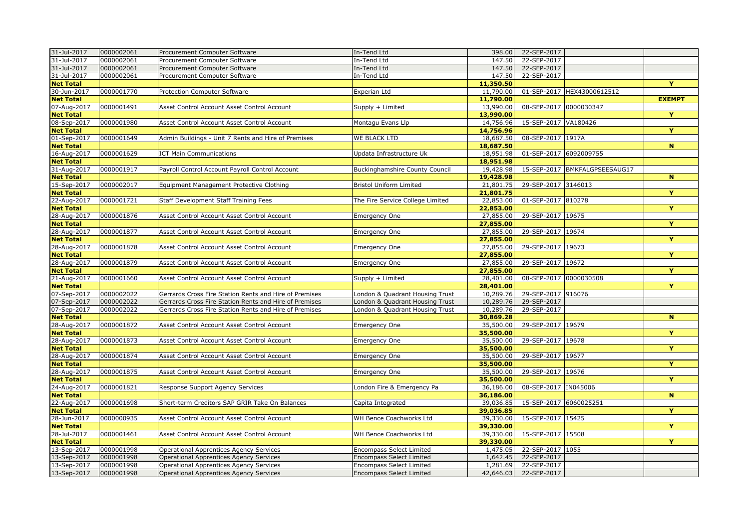| 31-Jul-2017 | 0000002061 | Procurement Computer Software | In-Tend Ltd | 398.00 | 22-SEP-2017 | | |
|---|---|---|---|---|---|---|---|
| 31-Jul-2017 | 0000002061 | Procurement Computer Software | In-Tend Ltd | 147.50 | 22-SEP-2017 | | |
| 31-Jul-2017 | 0000002061 | Procurement Computer Software | In-Tend Ltd | 147.50 | 22-SEP-2017 | | |
| 31-Jul-2017 | 0000002061 | Procurement Computer Software | In-Tend Ltd | 147.50 | 22-SEP-2017 | | |
| **Net Total** | | | | **11,350.50** | | | **Y** |
| 30-Jun-2017 | 0000001770 | Protection Computer Software | Experian Ltd | 11,790.00 | 01-SEP-2017 | HEX43000612512 | |
| **Net Total** | | | | **11,790.00** | | | **EXEMPT** |
| 07-Aug-2017 | 0000001491 | Asset Control Account Asset Control Account | Supply + Limited | 13,990.00 | 08-SEP-2017 | 0000030347 | |
| **Net Total** | | | | **13,990.00** | | | **Y** |
| 08-Sep-2017 | 0000001980 | Asset Control Account Asset Control Account | Montagu Evans Llp | 14,756.96 | 15-SEP-2017 | VA180426 | |
| **Net Total** | | | | **14,756.96** | | | **Y** |
| 01-Sep-2017 | 0000001649 | Admin Buildings - Unit 7 Rents and Hire of Premises | WE BLACK LTD | 18,687.50 | 08-SEP-2017 | 1917A | |
| **Net Total** | | | | **18,687.50** | | | **N** |
| 16-Aug-2017 | 0000001629 | ICT Main Communications | Updata Infrastructure Uk | 18,951.98 | 01-SEP-2017 | 6092009755 | |
| **Net Total** | | | | **18,951.98** | | | |
| 31-Aug-2017 | 0000001917 | Payroll Control Account Payroll Control Account | Buckinghamshire County Council | 19,428.98 | 15-SEP-2017 | BMKFALGPSEESAUG17 | |
| **Net Total** | | | | **19,428.98** | | | **N** |
| 15-Sep-2017 | 0000002017 | Equipment Management Protective Clothing | Bristol Uniform Limited | 21,801.75 | 29-SEP-2017 | 3146013 | |
| **Net Total** | | | | **21,801.75** | | | **Y** |
| 22-Aug-2017 | 0000001721 | Staff Development Staff Training Fees | The Fire Service College Limited | 22,853.00 | 01-SEP-2017 | 810278 | |
| **Net Total** | | | | **22,853.00** | | | **Y** |
| 28-Aug-2017 | 0000001876 | Asset Control Account Asset Control Account | Emergency One | 27,855.00 | 29-SEP-2017 | 19675 | |
| **Net Total** | | | | **27,855.00** | | | **Y** |
| 28-Aug-2017 | 0000001877 | Asset Control Account Asset Control Account | Emergency One | 27,855.00 | 29-SEP-2017 | 19674 | |
| **Net Total** | | | | **27,855.00** | | | **Y** |
| 28-Aug-2017 | 0000001878 | Asset Control Account Asset Control Account | Emergency One | 27,855.00 | 29-SEP-2017 | 19673 | |
| **Net Total** | | | | **27,855.00** | | | **Y** |
| 28-Aug-2017 | 0000001879 | Asset Control Account Asset Control Account | Emergency One | 27,855.00 | 29-SEP-2017 | 19672 | |
| **Net Total** | | | | **27,855.00** | | | **Y** |
| 21-Aug-2017 | 0000001660 | Asset Control Account Asset Control Account | Supply + Limited | 28,401.00 | 08-SEP-2017 | 0000030508 | |
| **Net Total** | | | | **28,401.00** | | | **Y** |
| 07-Sep-2017 | 0000002022 | Gerrards Cross Fire Station Rents and Hire of Premises | London & Quadrant Housing Trust | 10,289.76 | 29-SEP-2017 | 916076 | |
| 07-Sep-2017 | 0000002022 | Gerrards Cross Fire Station Rents and Hire of Premises | London & Quadrant Housing Trust | 10,289.76 | 29-SEP-2017 | | |
| 07-Sep-2017 | 0000002022 | Gerrards Cross Fire Station Rents and Hire of Premises | London & Quadrant Housing Trust | 10,289.76 | 29-SEP-2017 | | |
| **Net Total** | | | | **30,869.28** | | | **N** |
| 28-Aug-2017 | 0000001872 | Asset Control Account Asset Control Account | Emergency One | 35,500.00 | 29-SEP-2017 | 19679 | |
| **Net Total** | | | | **35,500.00** | | | **Y** |
| 28-Aug-2017 | 0000001873 | Asset Control Account Asset Control Account | Emergency One | 35,500.00 | 29-SEP-2017 | 19678 | |
| **Net Total** | | | | **35,500.00** | | | **Y** |
| 28-Aug-2017 | 0000001874 | Asset Control Account Asset Control Account | Emergency One | 35,500.00 | 29-SEP-2017 | 19677 | |
| **Net Total** | | | | **35,500.00** | | | **Y** |
| 28-Aug-2017 | 0000001875 | Asset Control Account Asset Control Account | Emergency One | 35,500.00 | 29-SEP-2017 | 19676 | |
| **Net Total** | | | | **35,500.00** | | | **Y** |
| 24-Aug-2017 | 0000001821 | Response Support Agency Services | London Fire & Emergency Pa | 36,186.00 | 08-SEP-2017 | IN045006 | |
| **Net Total** | | | | **36,186.00** | | | **N** |
| 22-Aug-2017 | 0000001698 | Short-term Creditors SAP GRIR Take On Balances | Capita Integrated | 39,036.85 | 15-SEP-2017 | 6060025251 | |
| **Net Total** | | | | **39,036.85** | | | **Y** |
| 28-Jun-2017 | 0000000935 | Asset Control Account Asset Control Account | WH Bence Coachworks Ltd | 39,330.00 | 15-SEP-2017 | 15425 | |
| **Net Total** | | | | **39,330.00** | | | **Y** |
| 28-Jul-2017 | 0000001461 | Asset Control Account Asset Control Account | WH Bence Coachworks Ltd | 39,330.00 | 15-SEP-2017 | 15508 | |
| **Net Total** | | | | **39,330.00** | | | **Y** |
| 13-Sep-2017 | 0000001998 | Operational Apprentices Agency Services | Encompass Select Limited | 1,475.05 | 22-SEP-2017 | 1055 | |
| 13-Sep-2017 | 0000001998 | Operational Apprentices Agency Services | Encompass Select Limited | 1,642.45 | 22-SEP-2017 | | |
| 13-Sep-2017 | 0000001998 | Operational Apprentices Agency Services | Encompass Select Limited | 1,281.69 | 22-SEP-2017 | | |
| 13-Sep-2017 | 0000001998 | Operational Apprentices Agency Services | Encompass Select Limited | 42,646.03 | 22-SEP-2017 | | |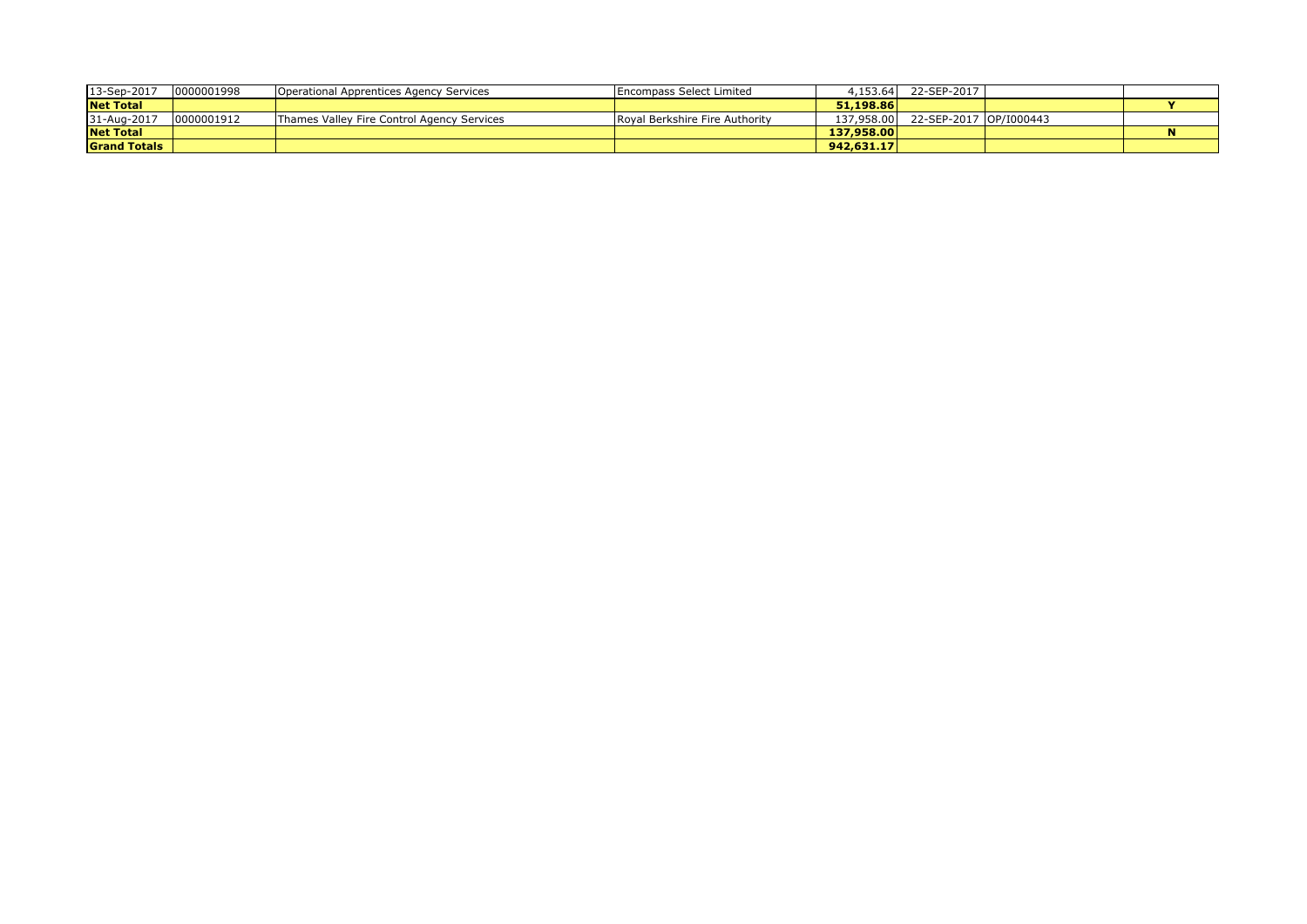| | | | | | | | |
|---|---|---|---|---|---|---|---|
| 13-Sep-2017 | 0000001998 | Operational Apprentices Agency Services | Encompass Select Limited | 4,153.64 | 22-SEP-2017 | | |
| **Net Total** | | | | **51,198.86** | | | **Y** |
| 31-Aug-2017 | 0000001912 | Thames Valley Fire Control Agency Services | Royal Berkshire Fire Authority | 137,958.00 | 22-SEP-2017 | OP/I000443 | |
| **Net Total** | | | | **137,958.00** | | | **N** |
| **Grand Totals** | | | | **942,631.17** | | | |